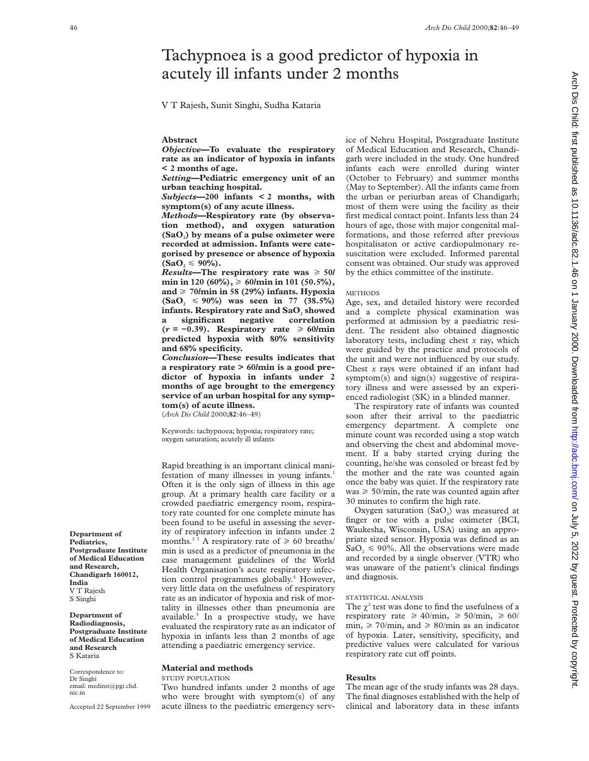# Tachypnoea is a good predictor of hypoxia in acutely ill infants under 2 months

V T Rajesh, Sunit Singhi, Sudha Kataria

## Abstract

***Objective*—To evaluate the respiratory rate as an indicator of hypoxia in infants < 2 months of age.**

***Setting*—Pediatric emergency unit of an urban teaching hospital.**

***Subjects*—200 infants < 2 months, with symptom(s) of any acute illness.**

***Methods*—Respiratory rate (by observation method), and oxygen saturation ($SaO_2$) by means of a pulse oximeter were recorded at admission. Infants were categorised by presence or absence of hypoxia ($SaO_2 \leqslant 90\%$).**

***Results*—The respiratory rate was ≥ 50/min in 120 (60%), ≥ 60/min in 101 (50.5%), and ≥ 70/min in 58 (29%) infants. Hypoxia ($SaO_2 \leqslant 90\%$) was seen in 77 (38.5%) infants. Respiratory rate and $SaO_2$ showed a significant negative correlation ($r = -0.39$). Respiratory rate ≥ 60/min predicted hypoxia with 80% sensitivity and 68% specificity.**

***Conclusion*—These results indicates that a respiratory rate > 60/min is a good predictor of hypoxia in infants under 2 months of age brought to the emergency service of an urban hospital for any symptom(s) of acute illness.**

(*Arch Dis Child* 2000;**82**:46–49)

Keywords: tachypnoea; hypoxia; respiratory rate; oxygen saturation; acutely ill infants

**Department of Pediatrics, Postgraduate Institute of Medical Education and Research, Chandigarh 160012, India**
V T Rajesh
S Singhi

**Department of Radiodiagnosis, Postgraduate Institute of Medical Education and Research**
S Kataria

Correspondence to: Dr Singhi email: medinst@pgi.chd.nic.in

Accepted 22 September 1999

Rapid breathing is an important clinical manifestation of many illnesses in young infants.[1] Often it is the only sign of illness in this age group. At a primary health care facility or a crowded paediatric emergency room, respiratory rate counted for one complete minute has been found to be useful in assessing the severity of respiratory infection in infants under 2 months.[2,3] A respiratory rate of ≥ 60 breaths/min is used as a predictor of pneumonia in the case management guidelines of the World Health Organisation's acute respiratory infection control programmes globally.[4] However, very little data on the usefulness of respiratory rate as an indicator of hypoxia and risk of mortality in illnesses other than pneumonia are available.[5] In a prospective study, we have evaluated the respiratory rate as an indicator of hypoxia in infants less than 2 months of age attending a paediatric emergency service.

## Material and methods

### STUDY POPULATION

Two hundred infants under 2 months of age who were brought with symptom(s) of any acute illness to the paediatric emergency service of Nehru Hospital, Postgraduate Institute of Medical Education and Research, Chandigarh were included in the study. One hundred infants each were enrolled during winter (October to February) and summer months (May to September). All the infants came from the urban or periurban areas of Chandigarh; most of them were using the facility as their first medical contact point. Infants less than 24 hours of age, those with major congenital malformations, and those referred after previous hospitalisaton or active cardiopulmonary resuscitation were excluded. Informed parental consent was obtained. Our study was approved by the ethics committee of the institute.

### METHODS

Age, sex, and detailed history were recorded and a complete physical examination was performed at admission by a paediatric resident. The resident also obtained diagnostic laboratory tests, including chest *x* ray, which were guided by the practice and protocols of the unit and were not influenced by our study. Chest *x* rays were obtained if an infant had symptom(s) and sign(s) suggestive of respiratory illness and were assessed by an experienced radiologist (SK) in a blinded manner.

The respiratory rate of infants was counted soon after their arrival to the paediatric emergency department. A complete one minute count was recorded using a stop watch and observing the chest and abdominal movement. If a baby started crying during the counting, he/she was consoled or breast fed by the mother and the rate was counted again once the baby was quiet. If the respiratory rate was ≥ 50/min, the rate was counted again after 30 minutes to confirm the high rate.

Oxygen saturation ($SaO_2$) was measured at finger or toe with a pulse oximeter (BCI, Waukesha, Wisconsin, USA) using an appropriate sized sensor. Hypoxia was defined as an $SaO_2 \leqslant 90\%$. All the observations were made and recorded by a single observer (VTR) who was unaware of the patient's clinical findings and diagnosis.

### STATISTICAL ANALYSIS

The $\chi^2$ test was done to find the usefulness of a respiratory rate ≥ 40/min, ≥ 50/min, ≥ 60/min, ≥ 70/min, and ≥ 80/min as an indicator of hypoxia. Later, sensitivity, specificity, and predictive values were calculated for various respiratory rate cut off points.

## Results

The mean age of the study infants was 28 days. The final diagnoses established with the help of clinical and laboratory data in these infants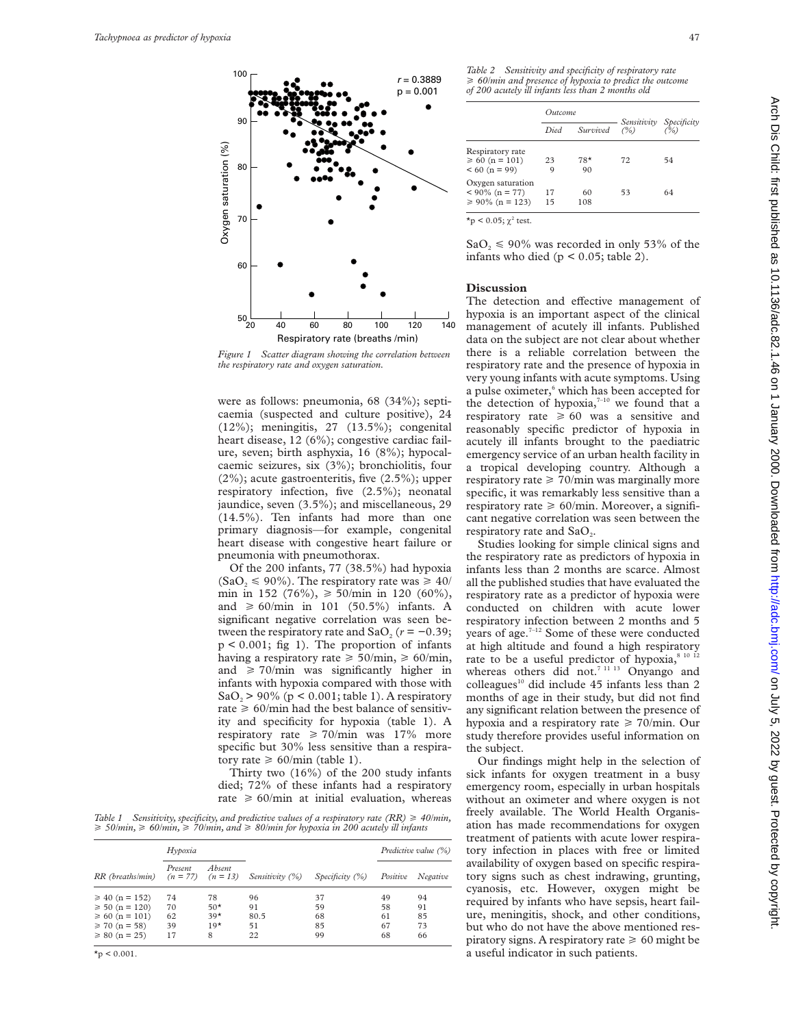Figure 1 Scatter diagram showing the correlation between the respiratory rate and oxygen saturation.

were as follows: pneumonia, 68 (34%); septicaemia (suspected and culture positive), 24 (12%); meningitis, 27 (13.5%); congenital heart disease, 12 (6%); congestive cardiac failure, seven; birth asphyxia, 16 (8%); hypocalcaemic seizures, six (3%); bronchiolitis, four (2%); acute gastroenteritis, five (2.5%); upper respiratory infection, five (2.5%); neonatal jaundice, seven (3.5%); and miscellaneous, 29 (14.5%). Ten infants had more than one primary diagnosis—for example, congenital heart disease with congestive heart failure or pneumonia with pneumothorax.

Of the 200 infants, 77 (38.5%) had hypoxia ($SaO_2 \leqslant 90\%$). The respiratory rate was $\geqslant 40$/min in 152 (76%), $\geqslant 50$/min in 120 (60%), and $\geqslant 60$/min in 101 (50.5%) infants. A significant negative correlation was seen between the respiratory rate and $SaO_2$ ($r = -0.39$; $p < 0.001$; fig 1). The proportion of infants having a respiratory rate $\geqslant 50$/min, $\geqslant 60$/min, and $\geqslant 70$/min was significantly higher in infants with hypoxia compared with those with $SaO_2 > 90\%$ ($p < 0.001$; table 1). A respiratory rate $\geqslant 60$/min had the best balance of sensitivity and specificity for hypoxia (table 1). A respiratory rate $\geqslant 70$/min was 17% more specific but 30% less sensitive than a respiratory rate $\geqslant 60$/min (table 1).

Thirty two (16%) of the 200 study infants died; 72% of these infants had a respiratory rate $\geqslant 60$/min at initial evaluation, whereas $SaO_2 \leqslant 90\%$ was recorded in only 53% of the infants who died ($p < 0.05$; table 2).

*Table 1 Sensitivity, specificity, and predictive values of a respiratory rate (RR) $\geqslant 40$/min, $\geqslant 50$/min, $\geqslant 60$/min, $\geqslant 70$/min, and $\geqslant 80$/min for hypoxia in 200 acutely ill infants*

| RR (breaths/min) | Hypoxia: Present (n = 77) | Hypoxia: Absent (n = 13) | Sensitivity (%) | Specificity (%) | Predictive value (%): Positive | Predictive value (%): Negative |
|---|---|---|---|---|---|---|
| $\geqslant 40$ (n = 152) | 74 | 78 | 96 | 37 | 49 | 94 |
| $\geqslant 50$ (n = 120) | 70 | 50* | 91 | 59 | 58 | 91 |
| $\geqslant 60$ (n = 101) | 62 | 39* | 80.5 | 68 | 61 | 85 |
| $\geqslant 70$ (n = 58) | 39 | 19* | 51 | 85 | 67 | 73 |
| $\geqslant 80$ (n = 25) | 17 | 8 | 22 | 99 | 68 | 66 |

*$p < 0.001$.

*Table 2 Sensitivity and specificity of respiratory rate $\geqslant 60$/min and presence of hypoxia to predict the outcome of 200 acutely ill infants less than 2 months old*

| | Outcome: Died | Outcome: Survived | Sensitivity (%) | Specificity (%) |
|---|---|---|---|---|
| Respiratory rate | | | | |
| $\geqslant 60$ (n = 101) | 23 | 78* | 72 | 54 |
| $< 60$ (n = 99) | 9 | 90 | | |
| Oxygen saturation | | | | |
| $< 90\%$ (n = 77) | 17 | 60 | 53 | 64 |
| $\geqslant 90\%$ (n = 123) | 15 | 108 | | |

*$p < 0.05$; $\chi^2$ test.

## Discussion

The detection and effective management of hypoxia is an important aspect of the clinical management of acutely ill infants. Published data on the subject are not clear about whether there is a reliable correlation between the respiratory rate and the presence of hypoxia in very young infants with acute symptoms. Using a pulse oximeter,[6] which has been accepted for the detection of hypoxia,[7–10] we found that a respiratory rate $\geqslant 60$ was a sensitive and reasonably specific predictor of hypoxia in acutely ill infants brought to the paediatric emergency service of an urban health facility in a tropical developing country. Although a respiratory rate $\geqslant 70$/min was marginally more specific, it was remarkably less sensitive than a respiratory rate $\geqslant 60$/min. Moreover, a significant negative correlation was seen between the respiratory rate and $SaO_2$.

Studies looking for simple clinical signs and the respiratory rate as predictors of hypoxia in infants less than 2 months are scarce. Almost all the published studies that have evaluated the respiratory rate as a predictor of hypoxia were conducted on children with acute lower respiratory infection between 2 months and 5 years of age.[7–12] Some of these were conducted at high altitude and found a high respiratory rate to be a useful predictor of hypoxia,[8 10 12] whereas others did not.[7 11 13] Onyango and colleagues[10] did include 45 infants less than 2 months of age in their study, but did not find any significant relation between the presence of hypoxia and a respiratory rate $\geqslant 70$/min. Our study therefore provides useful information on the subject.

Our findings might help in the selection of sick infants for oxygen treatment in a busy emergency room, especially in urban hospitals without an oximeter and where oxygen is not freely available. The World Health Organisation has made recommendations for oxygen treatment of patients with acute lower respiratory infection in places with free or limited availability of oxygen based on specific respiratory signs such as chest indrawing, grunting, cyanosis, etc. However, oxygen might be required by infants who have sepsis, heart failure, meningitis, shock, and other conditions, but who do not have the above mentioned respiratory signs. A respiratory rate $\geqslant 60$ might be a useful indicator in such patients.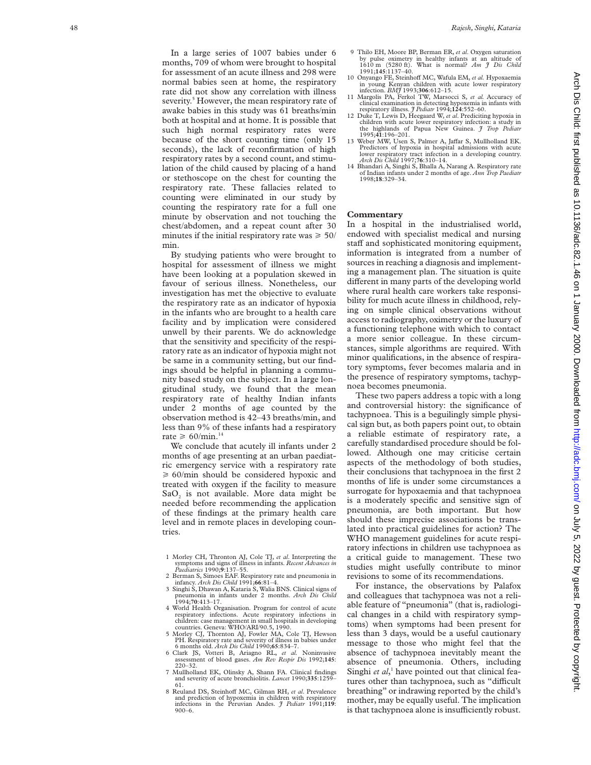In a large series of 1007 babies under 6 months, 709 of whom were brought to hospital for assessment of an acute illness and 298 were normal babies seen at home, the respiratory rate did not show any correlation with illness severity.[5] However, the mean respiratory rate of awake babies in this study was 61 breaths/min both at hospital and at home. It is possible that such high normal respiratory rates were because of the short counting time (only 15 seconds), the lack of reconfirmation of high respiratory rates by a second count, and stimulation of the child caused by placing of a hand or stethoscope on the chest for counting the respiratory rate. These fallacies related to counting were eliminated in our study by counting the respiratory rate for a full one minute by observation and not touching the chest/abdomen, and a repeat count after 30 minutes if the initial respiratory rate was ≥ 50/min.

By studying patients who were brought to hospital for assessment of illness we might have been looking at a population skewed in favour of serious illness. Nonetheless, our investigation has met the objective to evaluate the respiratory rate as an indicator of hypoxia in the infants who are brought to a health care facility and by implication were considered unwell by their parents. We do acknowledge that the sensitivity and specificity of the respiratory rate as an indicator of hypoxia might not be same in a community setting, but our findings should be helpful in planning a community based study on the subject. In a large longitudinal study, we found that the mean respiratory rate of healthy Indian infants under 2 months of age counted by the observation method is 42–43 breaths/min, and less than 9% of these infants had a respiratory rate ≥ 60/min.[14]

We conclude that acutely ill infants under 2 months of age presenting at an urban paediatric emergency service with a respiratory rate ≥ 60/min should be considered hypoxic and treated with oxygen if the facility to measure $SaO_2$ is not available. More data might be needed before recommending the application of these findings at the primary health care level and in remote places in developing countries.

1 Morley CH, Thronton AJ, Cole TJ, *et al*. Interpreting the symptoms and signs of illness in infants. *Recent Advances in Paediatrics* 1990;**9**:137–55.
2 Berman S, Simoes EAF. Respiratory rate and pneumonia in infancy. *Arch Dis Child* 1991;**66**:81–4.
3 Singhi S, Dhawan A, Kataria S, Walia BNS. Clinical signs of pneumonia in infants under 2 months. *Arch Dis Child* 1994;**70**:413–17.
4 World Health Organisation. Program for control of acute respiratory infections. Acute respiratory infections in children: case management in small hospitals in developing countries. Geneva: WHO/ARI/90.5, 1990.
5 Morley CJ, Thornton AJ, Fowler MA, Cole TJ, Hewson PH. Respiratory rate and severity of illness in babies under 6 months old. *Arch Dis Child* 1990;**65**:834–7.
6 Clark JS, Votteri B, Ariagno RL, *et al.* Noninvasive assessment of blood gases. *Am Rev Respir Dis* 1992;**145**:220–32.
7 Mullholland EK, Olinsky A, Shann FA. Clinical findings and severity of acute bronchiolitis. *Lancet* 1990;**335**:1259–61.
8 Reuland DS, Steinhoff MC, Gilman RH, *et al*. Prevalence and prediction of hypoxemia in children with respiratory infections in the Peruvian Andes. *J Pediatr* 1991;**119**:900–6.
9 Thilo EH, Moore BP, Berman ER, *et al*. Oxygen saturation by pulse oximetry in healthy infants at an altitude of 1610 m (5280 ft). What is normal? *Am J Dis Child* 1991;**145**:1137–40.
10 Onyango FE, Steinhoff MC, Wafula EM, *et al.* Hypoxaemia in young Kenyan children with acute lower respiratory infection. *BMJ* 1993;**306**:612–15.
11 Margolis PA, Ferkol TW, Marsocci S, *et al.* Accuracy of clinical examination in detecting hypoxemia in infants with respiratory illness. *J Pediatr* 1994;**124**:552–60.
12 Duke T, Lewis D, Heegaard W, *et al*. Prediciting hypoxia in children with acute lower respiratory infection: a study in the highlands of Papua New Guinea. *J Trop Pediatr* 1995;**41**:196–201.
13 Weber MW, Usen S, Palmer A, Jaffar S, Mullholland EK. Predictors of hypoxia in hospital admissions with acute lower respiratory tract infection in a developing country. *Arch Dis Child* 1997;**76**:310–14.
14 Bhandari A, Singhi S, Bhalla A, Narang A. Respiratory rate of Indian infants under 2 months of age. *Ann Trop Paediatr* 1998;**18**:329–34.

## Commentary

In a hospital in the industrialised world, endowed with specialist medical and nursing staff and sophisticated monitoring equipment, information is integrated from a number of sources in reaching a diagnosis and implementing a management plan. The situation is quite different in many parts of the developing world where rural health care workers take responsibility for much acute illness in childhood, relying on simple clinical observations without access to radiography, oximetry or the luxury of a functioning telephone with which to contact a more senior colleague. In these circumstances, simple algorithms are required. With minor qualifications, in the absence of respiratory symptoms, fever becomes malaria and in the presence of respiratory symptoms, tachypnoea becomes pneumonia.

These two papers address a topic with a long and controversial history: the significance of tachypnoea. This is a beguilingly simple physical sign but, as both papers point out, to obtain a reliable estimate of respiratory rate, a carefully standardised procedure should be followed. Although one may criticise certain aspects of the methodology of both studies, their conclusions that tachypnoea in the first 2 months of life is under some circumstances a surrogate for hypoxaemia and that tachypnoea is a moderately specific and sensitive sign of pneumonia, are both important. But how should these imprecise associations be translated into practical guidelines for action? The WHO management guidelines for acute respiratory infections in children use tachypnoea as a critical guide to management. These two studies might usefully contribute to minor revisions to some of its recommendations.

For instance, the observations by Palafox and colleagues that tachypnoea was not a reliable feature of "pneumonia" (that is, radiological changes in a child with respiratory symptoms) when symptoms had been present for less than 3 days, would be a useful cautionary message to those who might feel that the absence of tachypnoea inevitably meant the absence of pneumonia. Others, including Singhi *et al*,[1] have pointed out that clinical features other than tachypnoea, such as "difficult breathing" or indrawing reported by the child's mother, may be equally useful. The implication is that tachypnoea alone is insufficiently robust.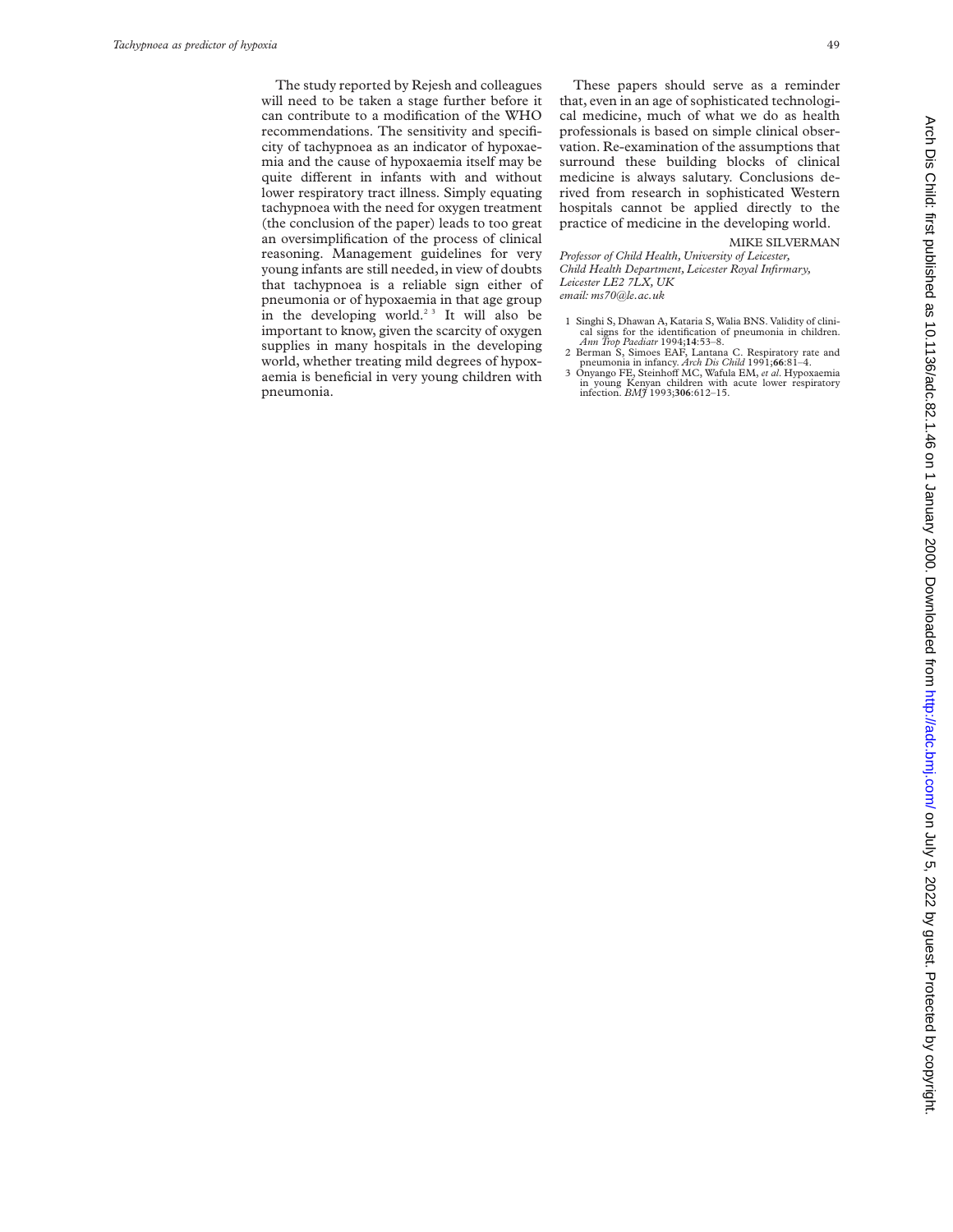The study reported by Rejesh and colleagues will need to be taken a stage further before it can contribute to a modification of the WHO recommendations. The sensitivity and specificity of tachypnoea as an indicator of hypoxaemia and the cause of hypoxaemia itself may be quite different in infants with and without lower respiratory tract illness. Simply equating tachypnoea with the need for oxygen treatment (the conclusion of the paper) leads to too great an oversimplification of the process of clinical reasoning. Management guidelines for very young infants are still needed, in view of doubts that tachypnoea is a reliable sign either of pneumonia or of hypoxaemia in that age group in the developing world.[2 3] It will also be important to know, given the scarcity of oxygen supplies in many hospitals in the developing world, whether treating mild degrees of hypoxaemia is beneficial in very young children with pneumonia.

These papers should serve as a reminder that, even in an age of sophisticated technological medicine, much of what we do as health professionals is based on simple clinical observation. Re-examination of the assumptions that surround these building blocks of clinical medicine is always salutary. Conclusions derived from research in sophisticated Western hospitals cannot be applied directly to the practice of medicine in the developing world.

MIKE SILVERMAN

*Professor of Child Health, University of Leicester,*
*Child Health Department, Leicester Royal Infirmary,*
*Leicester LE2 7LX, UK*
*email: ms70@le.ac.uk*

1 Singhi S, Dhawan A, Kataria S, Walia BNS. Validity of clinical signs for the identification of pneumonia in children. *Ann Trop Paediatr* 1994;**14**:53–8.
2 Berman S, Simoes EAF, Lantana C. Respiratory rate and pneumonia in infancy. *Arch Dis Child* 1991;**66**:81–4.
3 Onyango FE, Steinhoff MC, Wafula EM, *et al*. Hypoxaemia in young Kenyan children with acute lower respiratory infection. *BMJ* 1993;**306**:612–15.